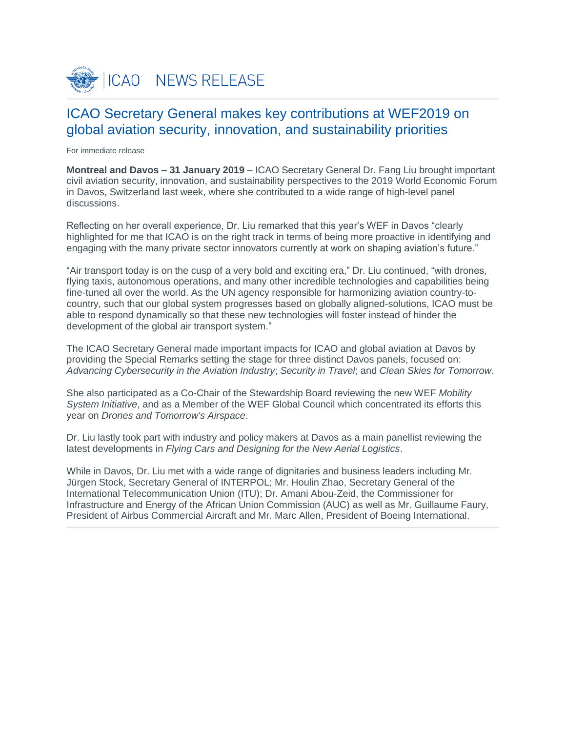ICAO NEWS RELEASE

# ICAO Secretary General makes key contributions at WEF2019 on global aviation security, innovation, and sustainability priorities

For immediate release

**Montreal and Davos – 31 January 2019** – ICAO Secretary General Dr. Fang Liu brought important civil aviation security, innovation, and sustainability perspectives to the 2019 World Economic Forum in Davos, Switzerland last week, where she contributed to a wide range of high-level panel discussions.

Reflecting on her overall experience, Dr. Liu remarked that this year's WEF in Davos "clearly highlighted for me that ICAO is on the right track in terms of being more proactive in identifying and engaging with the many private sector innovators currently at work on shaping aviation's future."

"Air transport today is on the cusp of a very bold and exciting era," Dr. Liu continued, "with drones, flying taxis, autonomous operations, and many other incredible technologies and capabilities being fine-tuned all over the world. As the UN agency responsible for harmonizing aviation country-to-country, such that our global system progresses based on globally aligned-solutions, ICAO must be able to respond dynamically so that these new technologies will foster instead of hinder the development of the global air transport system."

The ICAO Secretary General made important impacts for ICAO and global aviation at Davos by providing the Special Remarks setting the stage for three distinct Davos panels, focused on: *Advancing Cybersecurity in the Aviation Industry*; *Security in Travel*; and *Clean Skies for Tomorrow*.

She also participated as a Co-Chair of the Stewardship Board reviewing the new WEF *Mobility System Initiative*, and as a Member of the WEF Global Council which concentrated its efforts this year on *Drones and Tomorrow's Airspace*.

Dr. Liu lastly took part with industry and policy makers at Davos as a main panellist reviewing the latest developments in *Flying Cars and Designing for the New Aerial Logistics*.

While in Davos, Dr. Liu met with a wide range of dignitaries and business leaders including Mr. Jürgen Stock, Secretary General of INTERPOL; Mr. Houlin Zhao, Secretary General of the International Telecommunication Union (ITU); Dr. Amani Abou-Zeid, the Commissioner for Infrastructure and Energy of the African Union Commission (AUC) as well as Mr. Guillaume Faury, President of Airbus Commercial Aircraft and Mr. Marc Allen, President of Boeing International.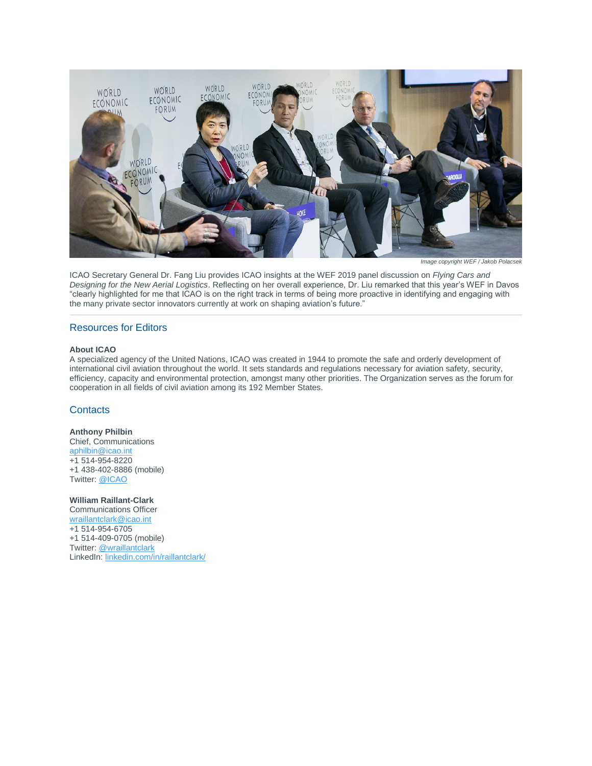*Image copyright WEF / Jakob Polacsek*

ICAO Secretary General Dr. Fang Liu provides ICAO insights at the WEF 2019 panel discussion on *Flying Cars and Designing for the New Aerial Logistics*. Reflecting on her overall experience, Dr. Liu remarked that this year's WEF in Davos "clearly highlighted for me that ICAO is on the right track in terms of being more proactive in identifying and engaging with the many private sector innovators currently at work on shaping aviation's future."

## Resources for Editors

**About ICAO**
A specialized agency of the United Nations, ICAO was created in 1944 to promote the safe and orderly development of international civil aviation throughout the world. It sets standards and regulations necessary for aviation safety, security, efficiency, capacity and environmental protection, amongst many other priorities. The Organization serves as the forum for cooperation in all fields of civil aviation among its 192 Member States.

## Contacts

**Anthony Philbin**
Chief, Communications
aphilbin@icao.int
+1 514-954-8220
+1 438-402-8886 (mobile)
Twitter: @ICAO

**William Raillant-Clark**
Communications Officer
wraillantclark@icao.int
+1 514-954-6705
+1 514-409-0705 (mobile)
Twitter: @wraillantclark
LinkedIn: linkedin.com/in/raillantclark/